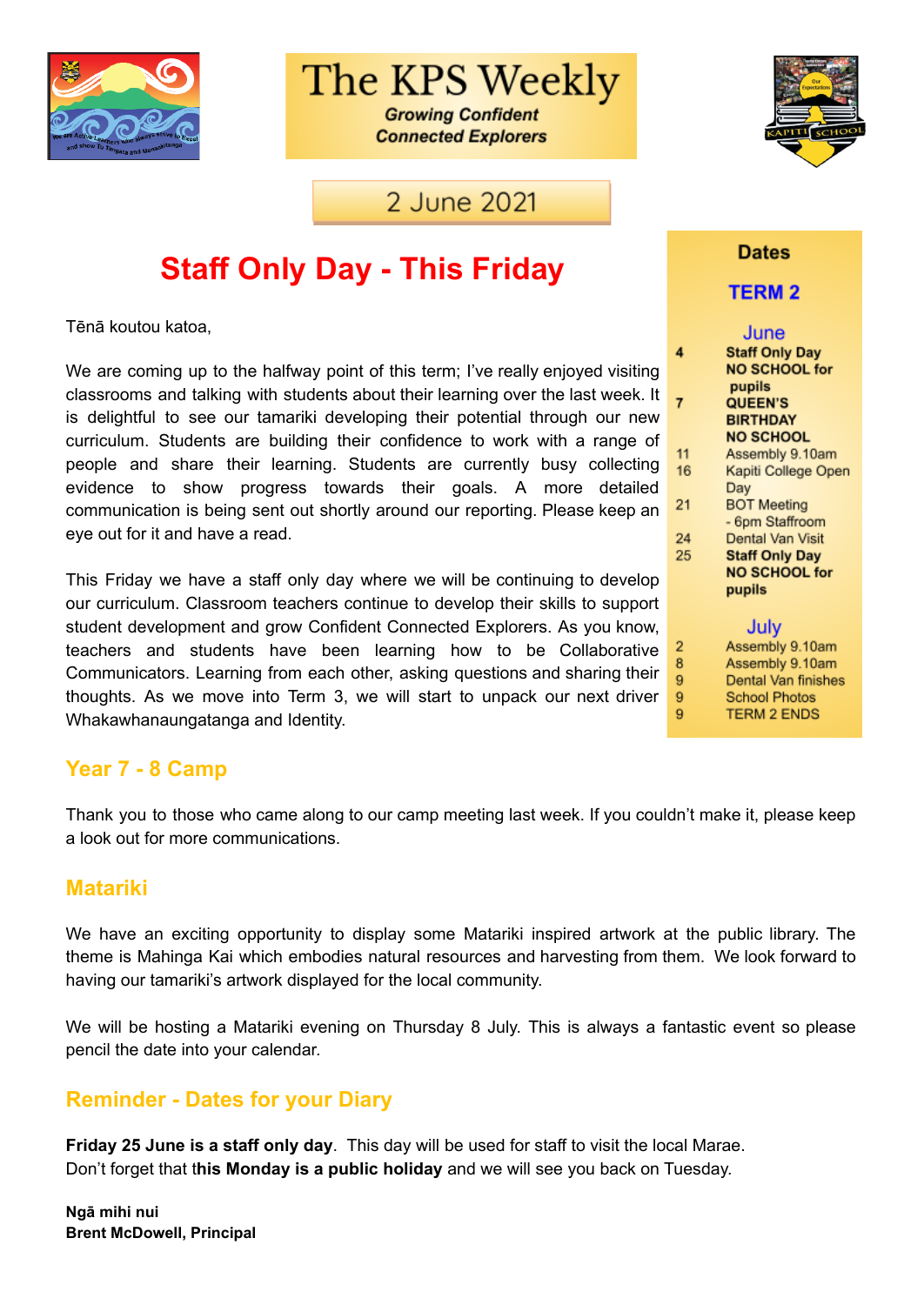# The KPS Weekly

**Growing Confident Connected Explorers**

2 June 2021

## Staff Only Day - This Friday

Tēnā koutou katoa,

We are coming up to the halfway point of this term; I've really enjoyed visiting classrooms and talking with students about their learning over the last week. It is delightful to see our tamariki developing their potential through our new curriculum. Students are building their confidence to work with a range of people and share their learning. Students are currently busy collecting evidence to show progress towards their goals. A more detailed communication is being sent out shortly around our reporting. Please keep an eye out for it and have a read.

This Friday we have a staff only day where we will be continuing to develop our curriculum. Classroom teachers continue to develop their skills to support student development and grow Confident Connected Explorers. As you know, teachers and students have been learning how to be Collaborative Communicators. Learning from each other, asking questions and sharing their thoughts. As we move into Term 3, we will start to unpack our next driver Whakawhanaungatanga and Identity.

### Dates

**TERM 2**

**June**

| | |
|---|---|
| **4** | **Staff Only Day NO SCHOOL for pupils** |
| **7** | **QUEEN'S BIRTHDAY NO SCHOOL** |
| 11 | Assembly 9.10am |
| 16 | Kapiti College Open Day |
| 21 | BOT Meeting - 6pm Staffroom |
| 24 | Dental Van Visit |
| 25 | **Staff Only Day NO SCHOOL for pupils** |

**July**

| | |
|---|---|
| 2 | Assembly 9.10am |
| 8 | Assembly 9.10am |
| 9 | Dental Van finishes |
| 9 | School Photos |
| 9 | TERM 2 ENDS |

### Year 7 - 8 Camp

Thank you to those who came along to our camp meeting last week. If you couldn't make it, please keep a look out for more communications.

### Matariki

We have an exciting opportunity to display some Matariki inspired artwork at the public library. The theme is Mahinga Kai which embodies natural resources and harvesting from them. We look forward to having our tamariki's artwork displayed for the local community.

We will be hosting a Matariki evening on Thursday 8 July. This is always a fantastic event so please pencil the date into your calendar.

### Reminder - Dates for your Diary

**Friday 25 June is a staff only day**. This day will be used for staff to visit the local Marae.
Don't forget that t**his Monday is a public holiday** and we will see you back on Tuesday.

**Ngā mihi nui**
**Brent McDowell, Principal**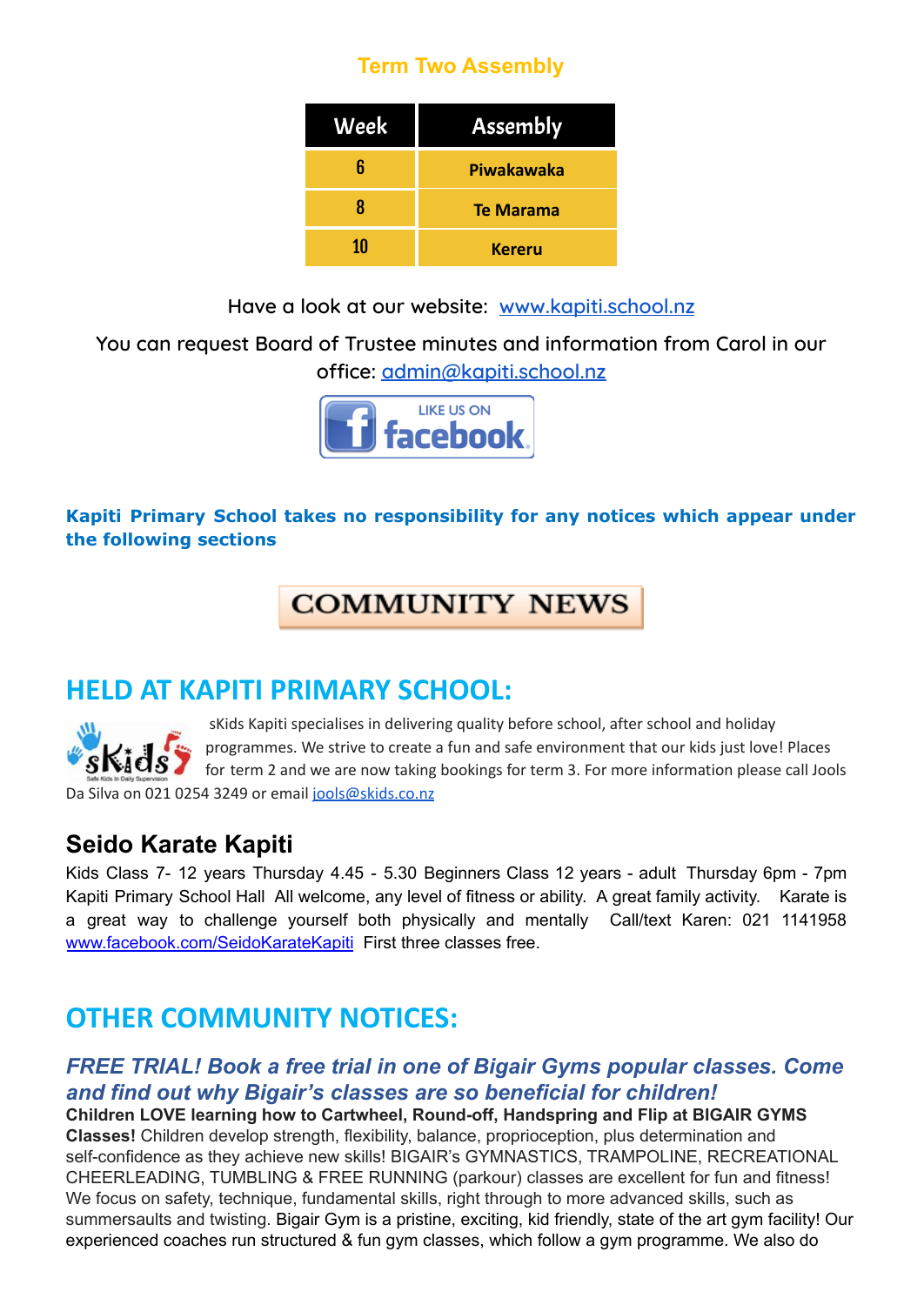## Term Two Assembly

| Week | Assembly |
| --- | --- |
| 6 | Piwakawaka |
| 8 | Te Marama |
| 10 | Kereru |

Have a look at our website: [www.kapiti.school.nz](http://www.kapiti.school.nz)

You can request Board of Trustee minutes and information from Carol in our office: [admin@kapiti.school.nz](mailto:admin@kapiti.school.nz)

LIKE US ON facebook

**Kapiti Primary School takes no responsibility for any notices which appear under the following sections**

# COMMUNITY NEWS

## HELD AT KAPITI PRIMARY SCHOOL:

sKids Kapiti specialises in delivering quality before school, after school and holiday programmes. We strive to create a fun and safe environment that our kids just love! Places for term 2 and we are now taking bookings for term 3. For more information please call Jools Da Silva on 021 0254 3249 or email [jools@skids.co.nz](mailto:jools@skids.co.nz)

### Seido Karate Kapiti

Kids Class 7- 12 years Thursday 4.45 - 5.30 Beginners Class 12 years - adult Thursday 6pm - 7pm Kapiti Primary School Hall All welcome, any level of fitness or ability. A great family activity. Karate is a great way to challenge yourself both physically and mentally Call/text Karen: 021 1141958 [www.facebook.com/SeidoKarateKapiti](http://www.facebook.com/SeidoKarateKapiti) First three classes free.

## OTHER COMMUNITY NOTICES:

### *FREE TRIAL! Book a free trial in one of Bigair Gyms popular classes. Come and find out why Bigair's classes are so beneficial for children!*

**Children LOVE learning how to Cartwheel, Round-off, Handspring and Flip at BIGAIR GYMS Classes!** Children develop strength, flexibility, balance, proprioception, plus determination and self-confidence as they achieve new skills! BIGAIR'S GYMNASTICS, TRAMPOLINE, RECREATIONAL CHEERLEADING, TUMBLING & FREE RUNNING (parkour) classes are excellent for fun and fitness! We focus on safety, technique, fundamental skills, right through to more advanced skills, such as summersaults and twisting. Bigair Gym is a pristine, exciting, kid friendly, state of the art gym facility! Our experienced coaches run structured & fun gym classes, which follow a gym programme. We also do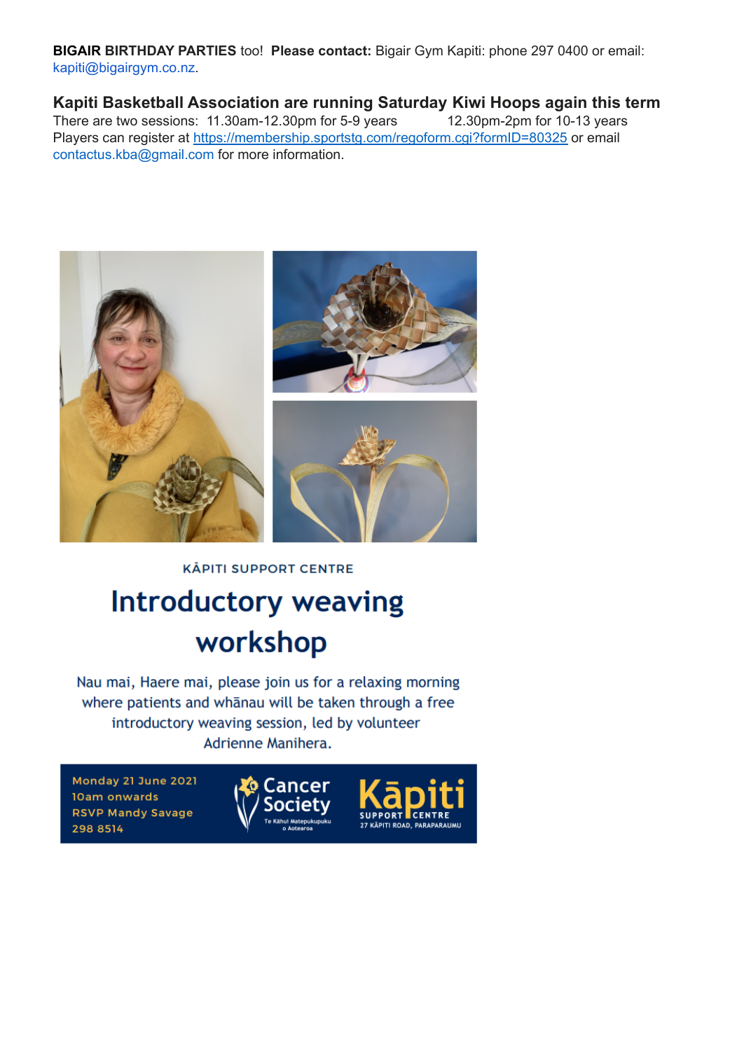**BIGAIR BIRTHDAY PARTIES** too! **Please contact:** Bigair Gym Kapiti: phone 297 0400 or email: kapiti@bigairgym.co.nz.

### Kapiti Basketball Association are running Saturday Kiwi Hoops again this term

There are two sessions: 11.30am-12.30pm for 5-9 years 12.30pm-2pm for 10-13 years
Players can register at https://membership.sportstg.com/regoform.cgi?formID=80325 or email contactus.kba@gmail.com for more information.

KĀPITI SUPPORT CENTRE

## Introductory weaving workshop

Nau mai, Haere mai, please join us for a relaxing morning where patients and whānau will be taken through a free introductory weaving session, led by volunteer Adrienne Manihera.

Monday 21 June 2021
10am onwards
RSVP Mandy Savage
298 8514

Cancer Society
Te Kāhui Matepukupuku o Aotearoa

Kāpiti SUPPORT CENTRE
27 KĀPITI ROAD, PARAPARAUMU